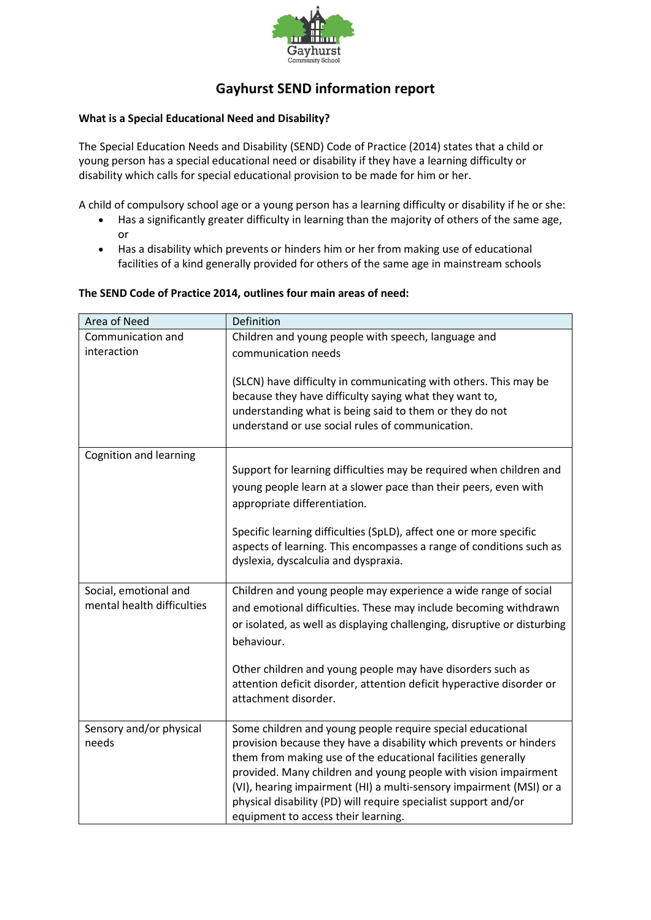# Gayhurst SEND information report

**What is a Special Educational Need and Disability?**

The Special Education Needs and Disability (SEND) Code of Practice (2014) states that a child or young person has a special educational need or disability if they have a learning difficulty or disability which calls for special educational provision to be made for him or her.

A child of compulsory school age or a young person has a learning difficulty or disability if he or she:

- Has a significantly greater difficulty in learning than the majority of others of the same age, or
- Has a disability which prevents or hinders him or her from making use of educational facilities of a kind generally provided for others of the same age in mainstream schools

**The SEND Code of Practice 2014, outlines four main areas of need:**

| Area of Need | Definition |
| --- | --- |
| Communication and interaction | Children and young people with speech, language and communication needs<br><br>(SLCN) have difficulty in communicating with others. This may be because they have difficulty saying what they want to, understanding what is being said to them or they do not understand or use social rules of communication. |
| Cognition and learning | Support for learning difficulties may be required when children and young people learn at a slower pace than their peers, even with appropriate differentiation.<br><br>Specific learning difficulties (SpLD), affect one or more specific aspects of learning. This encompasses a range of conditions such as dyslexia, dyscalculia and dyspraxia. |
| Social, emotional and mental health difficulties | Children and young people may experience a wide range of social and emotional difficulties. These may include becoming withdrawn or isolated, as well as displaying challenging, disruptive or disturbing behaviour.<br><br>Other children and young people may have disorders such as attention deficit disorder, attention deficit hyperactive disorder or attachment disorder. |
| Sensory and/or physical needs | Some children and young people require special educational provision because they have a disability which prevents or hinders them from making use of the educational facilities generally provided. Many children and young people with vision impairment (VI), hearing impairment (HI) a multi-sensory impairment (MSI) or a physical disability (PD) will require specialist support and/or equipment to access their learning. |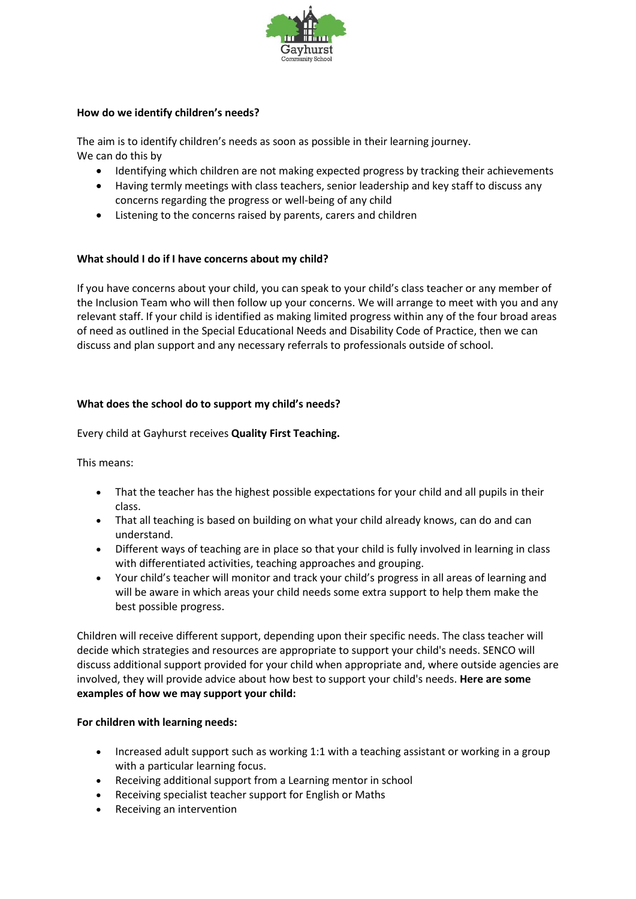**How do we identify children's needs?**

The aim is to identify children's needs as soon as possible in their learning journey.
We can do this by

- Identifying which children are not making expected progress by tracking their achievements
- Having termly meetings with class teachers, senior leadership and key staff to discuss any concerns regarding the progress or well-being of any child
- Listening to the concerns raised by parents, carers and children

**What should I do if I have concerns about my child?**

If you have concerns about your child, you can speak to your child's class teacher or any member of the Inclusion Team who will then follow up your concerns. We will arrange to meet with you and any relevant staff. If your child is identified as making limited progress within any of the four broad areas of need as outlined in the Special Educational Needs and Disability Code of Practice, then we can discuss and plan support and any necessary referrals to professionals outside of school.

**What does the school do to support my child's needs?**

Every child at Gayhurst receives **Quality First Teaching.**

This means:

- That the teacher has the highest possible expectations for your child and all pupils in their class.
- That all teaching is based on building on what your child already knows, can do and can understand.
- Different ways of teaching are in place so that your child is fully involved in learning in class with differentiated activities, teaching approaches and grouping.
- Your child's teacher will monitor and track your child's progress in all areas of learning and will be aware in which areas your child needs some extra support to help them make the best possible progress.

Children will receive different support, depending upon their specific needs. The class teacher will decide which strategies and resources are appropriate to support your child's needs. SENCO will discuss additional support provided for your child when appropriate and, where outside agencies are involved, they will provide advice about how best to support your child's needs. **Here are some examples of how we may support your child:**

**For children with learning needs:**

- Increased adult support such as working 1:1 with a teaching assistant or working in a group with a particular learning focus.
- Receiving additional support from a Learning mentor in school
- Receiving specialist teacher support for English or Maths
- Receiving an intervention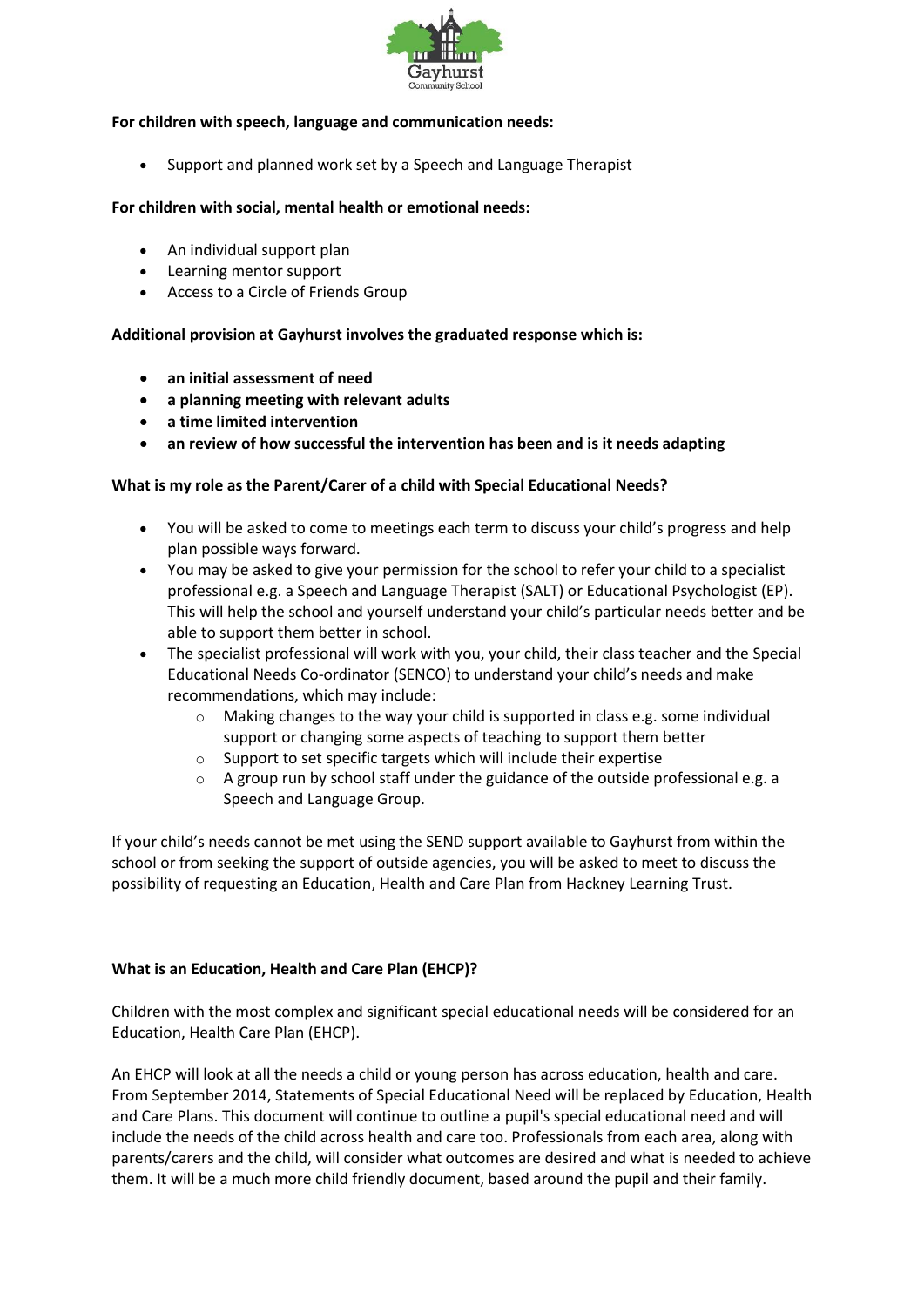**For children with speech, language and communication needs:**

- Support and planned work set by a Speech and Language Therapist

**For children with social, mental health or emotional needs:**

- An individual support plan
- Learning mentor support
- Access to a Circle of Friends Group

**Additional provision at Gayhurst involves the graduated response which is:**

- **an initial assessment of need**
- **a planning meeting with relevant adults**
- **a time limited intervention**
- **an review of how successful the intervention has been and is it needs adapting**

**What is my role as the Parent/Carer of a child with Special Educational Needs?**

- You will be asked to come to meetings each term to discuss your child's progress and help plan possible ways forward.
- You may be asked to give your permission for the school to refer your child to a specialist professional e.g. a Speech and Language Therapist (SALT) or Educational Psychologist (EP). This will help the school and yourself understand your child's particular needs better and be able to support them better in school.
- The specialist professional will work with you, your child, their class teacher and the Special Educational Needs Co-ordinator (SENCO) to understand your child's needs and make recommendations, which may include:
  - Making changes to the way your child is supported in class e.g. some individual support or changing some aspects of teaching to support them better
  - Support to set specific targets which will include their expertise
  - A group run by school staff under the guidance of the outside professional e.g. a Speech and Language Group.

If your child's needs cannot be met using the SEND support available to Gayhurst from within the school or from seeking the support of outside agencies, you will be asked to meet to discuss the possibility of requesting an Education, Health and Care Plan from Hackney Learning Trust.

**What is an Education, Health and Care Plan (EHCP)?**

Children with the most complex and significant special educational needs will be considered for an Education, Health Care Plan (EHCP).

An EHCP will look at all the needs a child or young person has across education, health and care. From September 2014, Statements of Special Educational Need will be replaced by Education, Health and Care Plans. This document will continue to outline a pupil's special educational need and will include the needs of the child across health and care too. Professionals from each area, along with parents/carers and the child, will consider what outcomes are desired and what is needed to achieve them. It will be a much more child friendly document, based around the pupil and their family.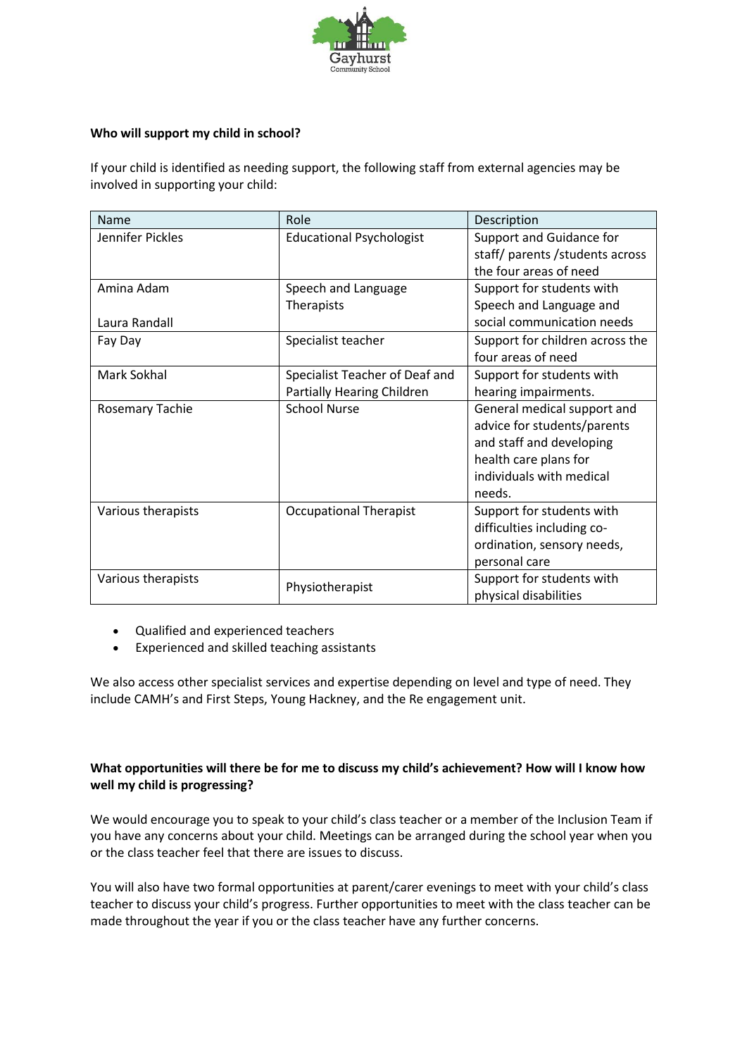**Who will support my child in school?**

If your child is identified as needing support, the following staff from external agencies may be involved in supporting your child:

| Name | Role | Description |
|---|---|---|
| Jennifer Pickles | Educational Psychologist | Support and Guidance for staff/ parents /students across the four areas of need |
| Amina Adam<br><br>Laura Randall | Speech and Language Therapists | Support for students with Speech and Language and social communication needs |
| Fay Day | Specialist teacher | Support for children across the four areas of need |
| Mark Sokhal | Specialist Teacher of Deaf and Partially Hearing Children | Support for students with hearing impairments. |
| Rosemary Tachie | School Nurse | General medical support and advice for students/parents and staff and developing health care plans for individuals with medical needs. |
| Various therapists | Occupational Therapist | Support for students with difficulties including co-ordination, sensory needs, personal care |
| Various therapists | Physiotherapist | Support for students with physical disabilities |

- Qualified and experienced teachers
- Experienced and skilled teaching assistants

We also access other specialist services and expertise depending on level and type of need. They include CAMH's and First Steps, Young Hackney, and the Re engagement unit.

**What opportunities will there be for me to discuss my child's achievement? How will I know how well my child is progressing?**

We would encourage you to speak to your child's class teacher or a member of the Inclusion Team if you have any concerns about your child. Meetings can be arranged during the school year when you or the class teacher feel that there are issues to discuss.

You will also have two formal opportunities at parent/carer evenings to meet with your child's class teacher to discuss your child's progress. Further opportunities to meet with the class teacher can be made throughout the year if you or the class teacher have any further concerns.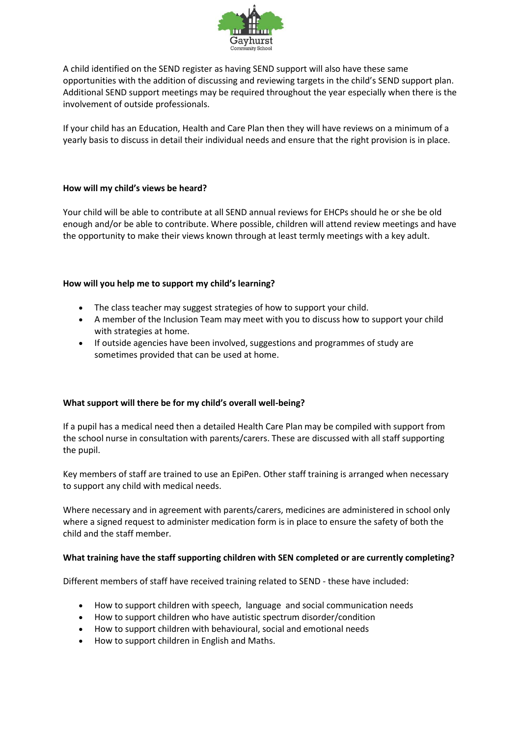A child identified on the SEND register as having SEND support will also have these same opportunities with the addition of discussing and reviewing targets in the child's SEND support plan. Additional SEND support meetings may be required throughout the year especially when there is the involvement of outside professionals.

If your child has an Education, Health and Care Plan then they will have reviews on a minimum of a yearly basis to discuss in detail their individual needs and ensure that the right provision is in place.

**How will my child's views be heard?**

Your child will be able to contribute at all SEND annual reviews for EHCPs should he or she be old enough and/or be able to contribute. Where possible, children will attend review meetings and have the opportunity to make their views known through at least termly meetings with a key adult.

**How will you help me to support my child's learning?**

- The class teacher may suggest strategies of how to support your child.
- A member of the Inclusion Team may meet with you to discuss how to support your child with strategies at home.
- If outside agencies have been involved, suggestions and programmes of study are sometimes provided that can be used at home.

**What support will there be for my child's overall well-being?**

If a pupil has a medical need then a detailed Health Care Plan may be compiled with support from the school nurse in consultation with parents/carers. These are discussed with all staff supporting the pupil.

Key members of staff are trained to use an EpiPen. Other staff training is arranged when necessary to support any child with medical needs.

Where necessary and in agreement with parents/carers, medicines are administered in school only where a signed request to administer medication form is in place to ensure the safety of both the child and the staff member.

**What training have the staff supporting children with SEN completed or are currently completing?**

Different members of staff have received training related to SEND - these have included:

- How to support children with speech, language and social communication needs
- How to support children who have autistic spectrum disorder/condition
- How to support children with behavioural, social and emotional needs
- How to support children in English and Maths.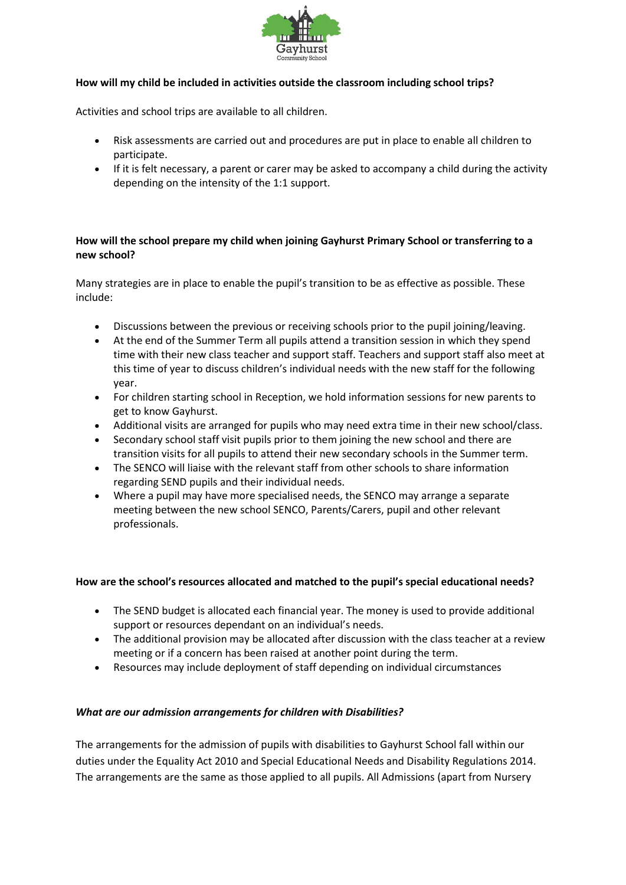**How will my child be included in activities outside the classroom including school trips?**

Activities and school trips are available to all children.

- Risk assessments are carried out and procedures are put in place to enable all children to participate.
- If it is felt necessary, a parent or carer may be asked to accompany a child during the activity depending on the intensity of the 1:1 support.

**How will the school prepare my child when joining Gayhurst Primary School or transferring to a new school?**

Many strategies are in place to enable the pupil's transition to be as effective as possible. These include:

- Discussions between the previous or receiving schools prior to the pupil joining/leaving.
- At the end of the Summer Term all pupils attend a transition session in which they spend time with their new class teacher and support staff. Teachers and support staff also meet at this time of year to discuss children's individual needs with the new staff for the following year.
- For children starting school in Reception, we hold information sessions for new parents to get to know Gayhurst.
- Additional visits are arranged for pupils who may need extra time in their new school/class.
- Secondary school staff visit pupils prior to them joining the new school and there are transition visits for all pupils to attend their new secondary schools in the Summer term.
- The SENCO will liaise with the relevant staff from other schools to share information regarding SEND pupils and their individual needs.
- Where a pupil may have more specialised needs, the SENCO may arrange a separate meeting between the new school SENCO, Parents/Carers, pupil and other relevant professionals.

**How are the school's resources allocated and matched to the pupil's special educational needs?**

- The SEND budget is allocated each financial year. The money is used to provide additional support or resources dependant on an individual's needs.
- The additional provision may be allocated after discussion with the class teacher at a review meeting or if a concern has been raised at another point during the term.
- Resources may include deployment of staff depending on individual circumstances

***What are our admission arrangements for children with Disabilities?***

The arrangements for the admission of pupils with disabilities to Gayhurst School fall within our duties under the Equality Act 2010 and Special Educational Needs and Disability Regulations 2014. The arrangements are the same as those applied to all pupils. All Admissions (apart from Nursery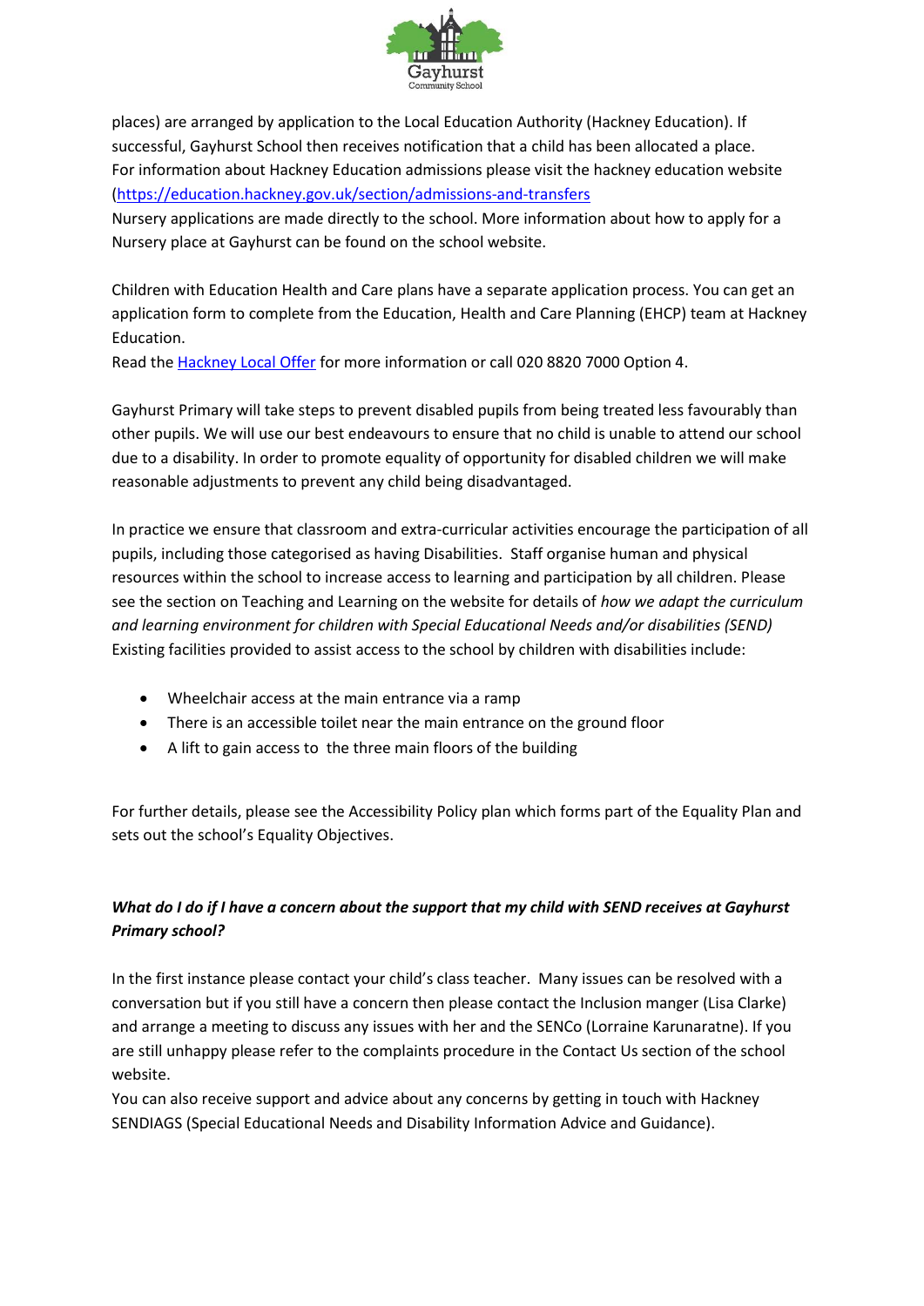places) are arranged by application to the Local Education Authority (Hackney Education). If successful, Gayhurst School then receives notification that a child has been allocated a place.
For information about Hackney Education admissions please visit the hackney education website (https://education.hackney.gov.uk/section/admissions-and-transfers
Nursery applications are made directly to the school. More information about how to apply for a Nursery place at Gayhurst can be found on the school website.

Children with Education Health and Care plans have a separate application process. You can get an application form to complete from the Education, Health and Care Planning (EHCP) team at Hackney Education.
Read the [Hackney Local Offer] for more information or call 020 8820 7000 Option 4.

Gayhurst Primary will take steps to prevent disabled pupils from being treated less favourably than other pupils. We will use our best endeavours to ensure that no child is unable to attend our school due to a disability. In order to promote equality of opportunity for disabled children we will make reasonable adjustments to prevent any child being disadvantaged.

In practice we ensure that classroom and extra-curricular activities encourage the participation of all pupils, including those categorised as having Disabilities. Staff organise human and physical resources within the school to increase access to learning and participation by all children. Please see the section on Teaching and Learning on the website for details of *how we adapt the curriculum and learning environment for children with Special Educational Needs and/or disabilities (SEND)*
Existing facilities provided to assist access to the school by children with disabilities include:

- Wheelchair access at the main entrance via a ramp
- There is an accessible toilet near the main entrance on the ground floor
- A lift to gain access to the three main floors of the building

For further details, please see the Accessibility Policy plan which forms part of the Equality Plan and sets out the school's Equality Objectives.

***What do I do if I have a concern about the support that my child with SEND receives at Gayhurst Primary school?***

In the first instance please contact your child's class teacher. Many issues can be resolved with a conversation but if you still have a concern then please contact the Inclusion manger (Lisa Clarke) and arrange a meeting to discuss any issues with her and the SENCo (Lorraine Karunaratne). If you are still unhappy please refer to the complaints procedure in the Contact Us section of the school website.
You can also receive support and advice about any concerns by getting in touch with Hackney SENDIAGS (Special Educational Needs and Disability Information Advice and Guidance).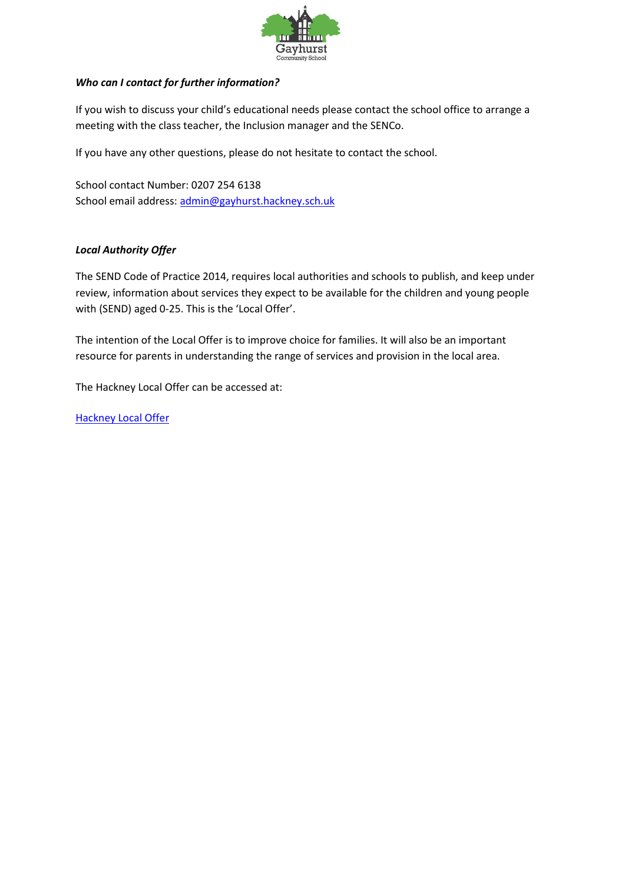***Who can I contact for further information?***

If you wish to discuss your child's educational needs please contact the school office to arrange a meeting with the class teacher, the Inclusion manager and the SENCo.

If you have any other questions, please do not hesitate to contact the school.

School contact Number: 0207 254 6138
School email address: admin@gayhurst.hackney.sch.uk

***Local Authority Offer***

The SEND Code of Practice 2014, requires local authorities and schools to publish, and keep under review, information about services they expect to be available for the children and young people with (SEND) aged 0-25. This is the 'Local Offer'.

The intention of the Local Offer is to improve choice for families. It will also be an important resource for parents in understanding the range of services and provision in the local area.

The Hackney Local Offer can be accessed at:

Hackney Local Offer